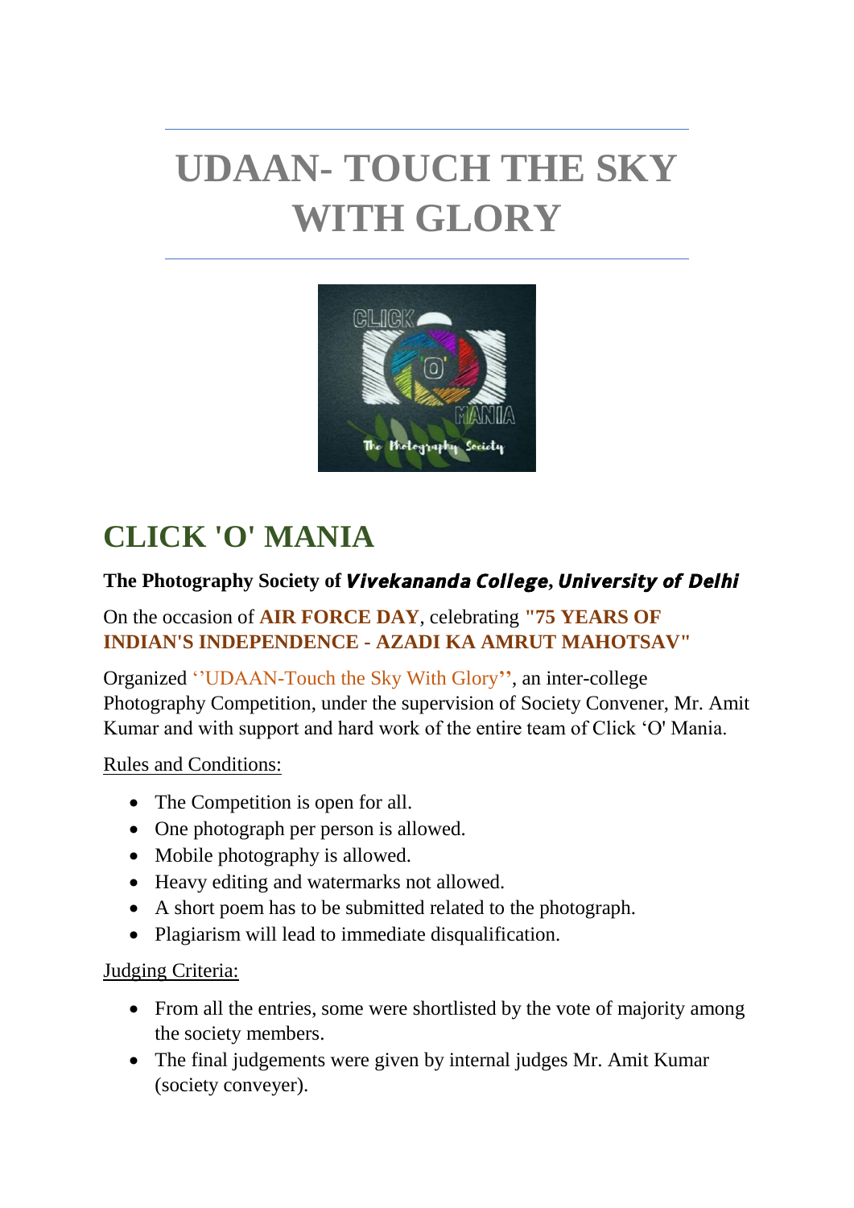# UDAAN- TOUCH THE SKY WITH GLORY

## CLICK 'O' MANIA

**The Photography Society of *Vivekananda College, University of Delhi***

On the occasion of **AIR FORCE DAY**, celebrating **"75 YEARS OF INDIAN'S INDEPENDENCE - AZADI KA AMRUT MAHOTSAV"**

Organized ''UDAAN-Touch the Sky With Glory'', an inter-college Photography Competition, under the supervision of Society Convener, Mr. Amit Kumar and with support and hard work of the entire team of Click 'O' Mania.

Rules and Conditions:

- The Competition is open for all.
- One photograph per person is allowed.
- Mobile photography is allowed.
- Heavy editing and watermarks not allowed.
- A short poem has to be submitted related to the photograph.
- Plagiarism will lead to immediate disqualification.

Judging Criteria:

- From all the entries, some were shortlisted by the vote of majority among the society members.
- The final judgements were given by internal judges Mr. Amit Kumar (society conveyer).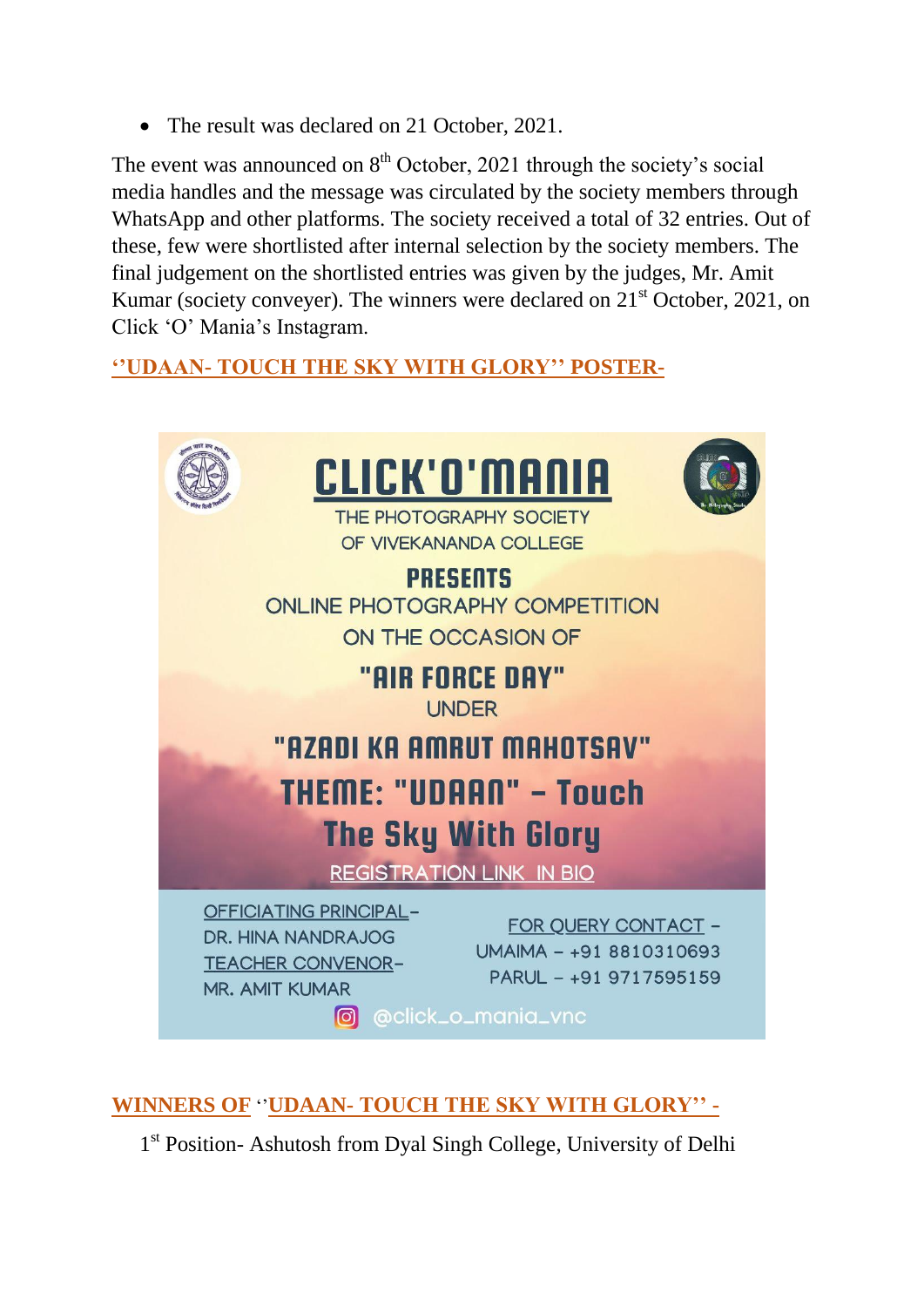- The result was declared on 21 October, 2021.

The event was announced on 8th October, 2021 through the society's social media handles and the message was circulated by the society members through WhatsApp and other platforms. The society received a total of 32 entries. Out of these, few were shortlisted after internal selection by the society members. The final judgement on the shortlisted entries was given by the judges, Mr. Amit Kumar (society conveyer). The winners were declared on 21st October, 2021, on Click 'O' Mania's Instagram.

**''UDAAN- TOUCH THE SKY WITH GLORY'' POSTER-**

CLICK'O'MANIA

THE PHOTOGRAPHY SOCIETY OF VIVEKANANDA COLLEGE

PRESENTS

ONLINE PHOTOGRAPHY COMPETITION ON THE OCCASION OF

"AIR FORCE DAY"

UNDER

"AZADI KA AMRUT MAHOTSAV"

THEME: "UDAAN" – Touch The Sky With Glory

REGISTRATION LINK IN BIO

OFFICIATING PRINCIPAL– DR. HINA NANDRAJOG

TEACHER CONVENOR– MR. AMIT KUMAR

FOR QUERY CONTACT – UMAIMA – +91 8810310693 PARUL – +91 9717595159

@click_o_mania_vnc

**WINNERS OF ''UDAAN- TOUCH THE SKY WITH GLORY'' -**

1st Position- Ashutosh from Dyal Singh College, University of Delhi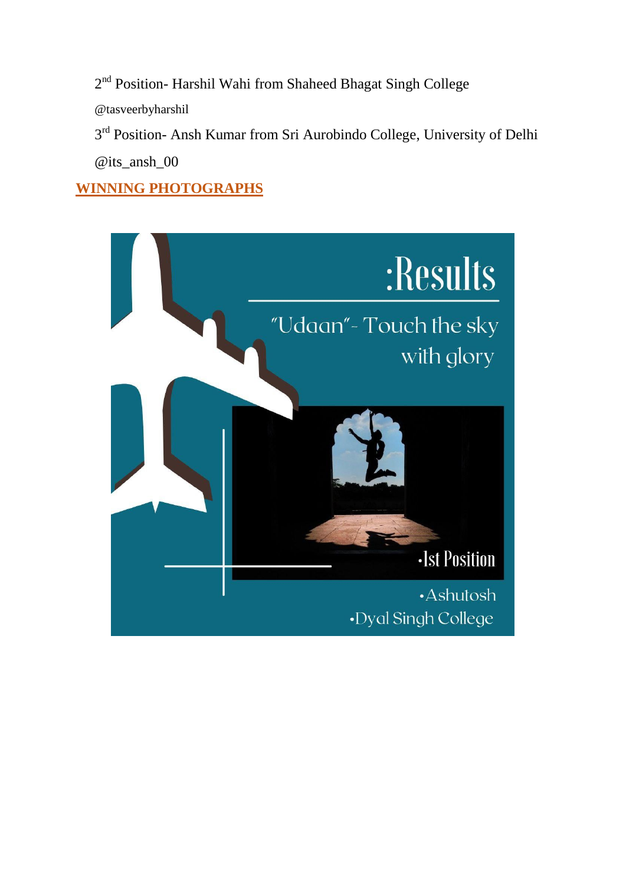2nd Position- Harshil Wahi from Shaheed Bhagat Singh College

@tasveerbyharshil

3rd Position- Ansh Kumar from Sri Aurobindo College, University of Delhi

@its_ansh_00

**WINNING PHOTOGRAPHS**

:Results

"Udaan"- Touch the sky with glory

•Ist Position

•Ashutosh

•Dyal Singh College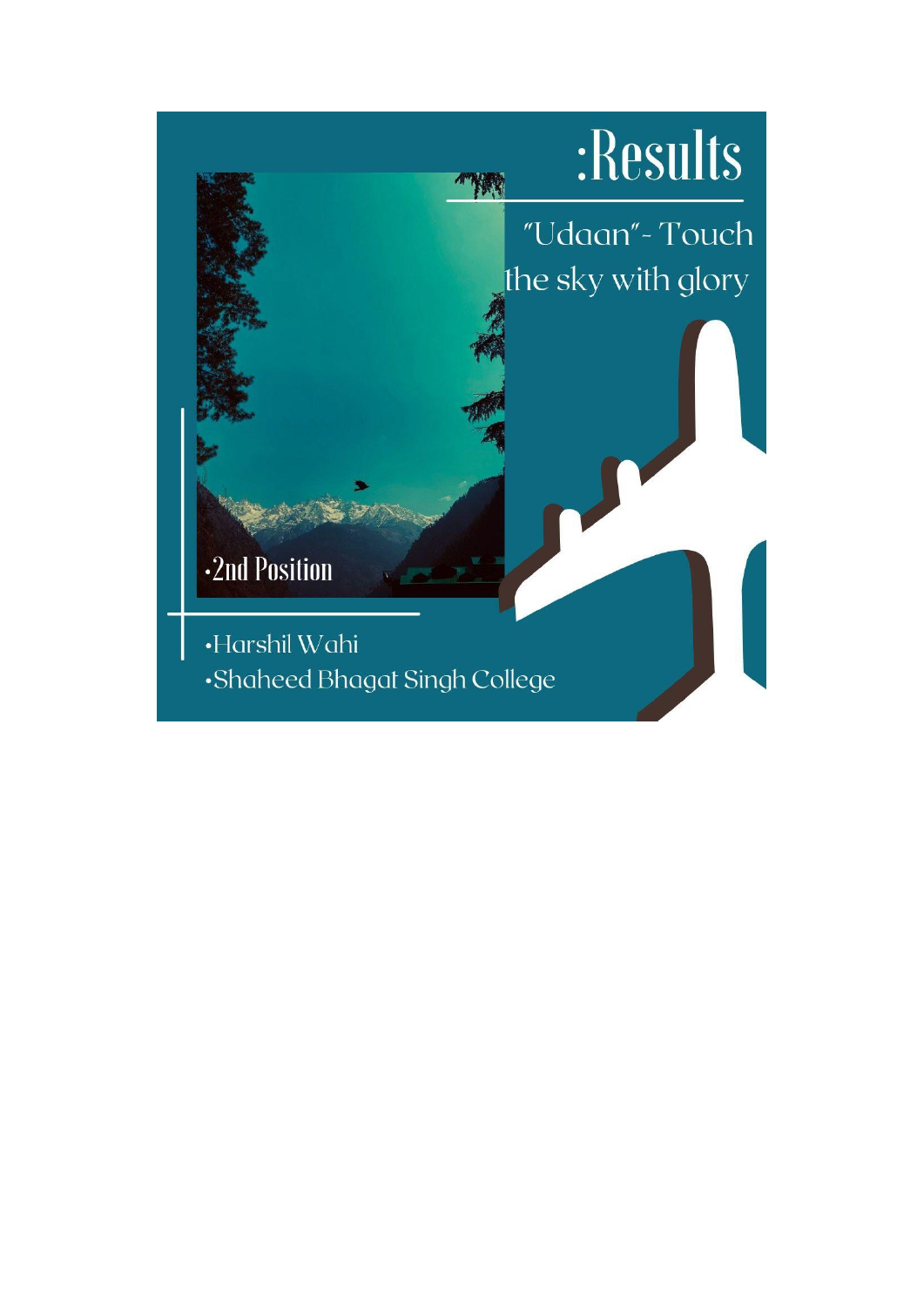# :Results

"Udaan"- Touch the sky with glory

•2nd Position

•Harshil Wahi

•Shaheed Bhagat Singh College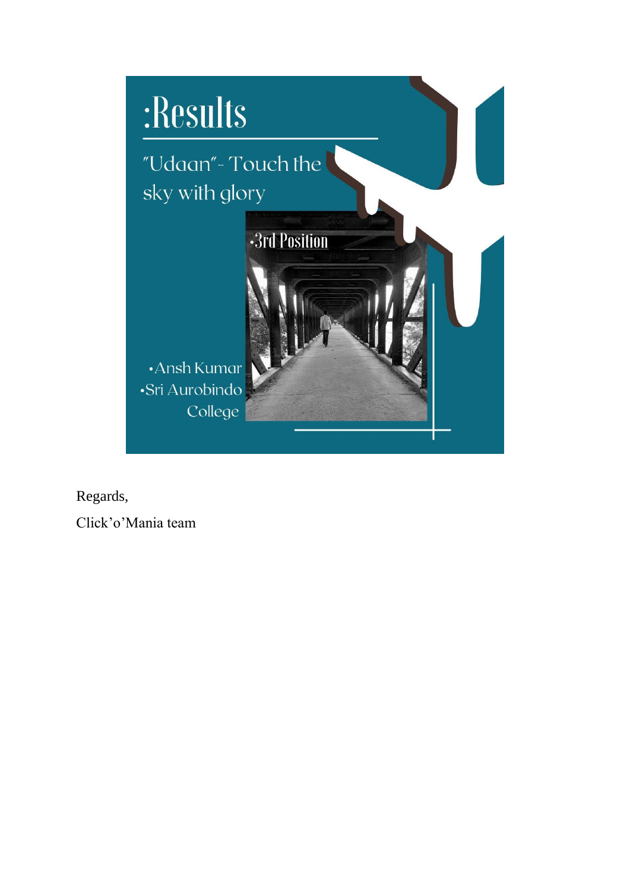:Results

"Udaan"- Touch the sky with glory

•3rd Position

•Ansh Kumar
•Sri Aurobindo College

Regards,

Click'o'Mania team